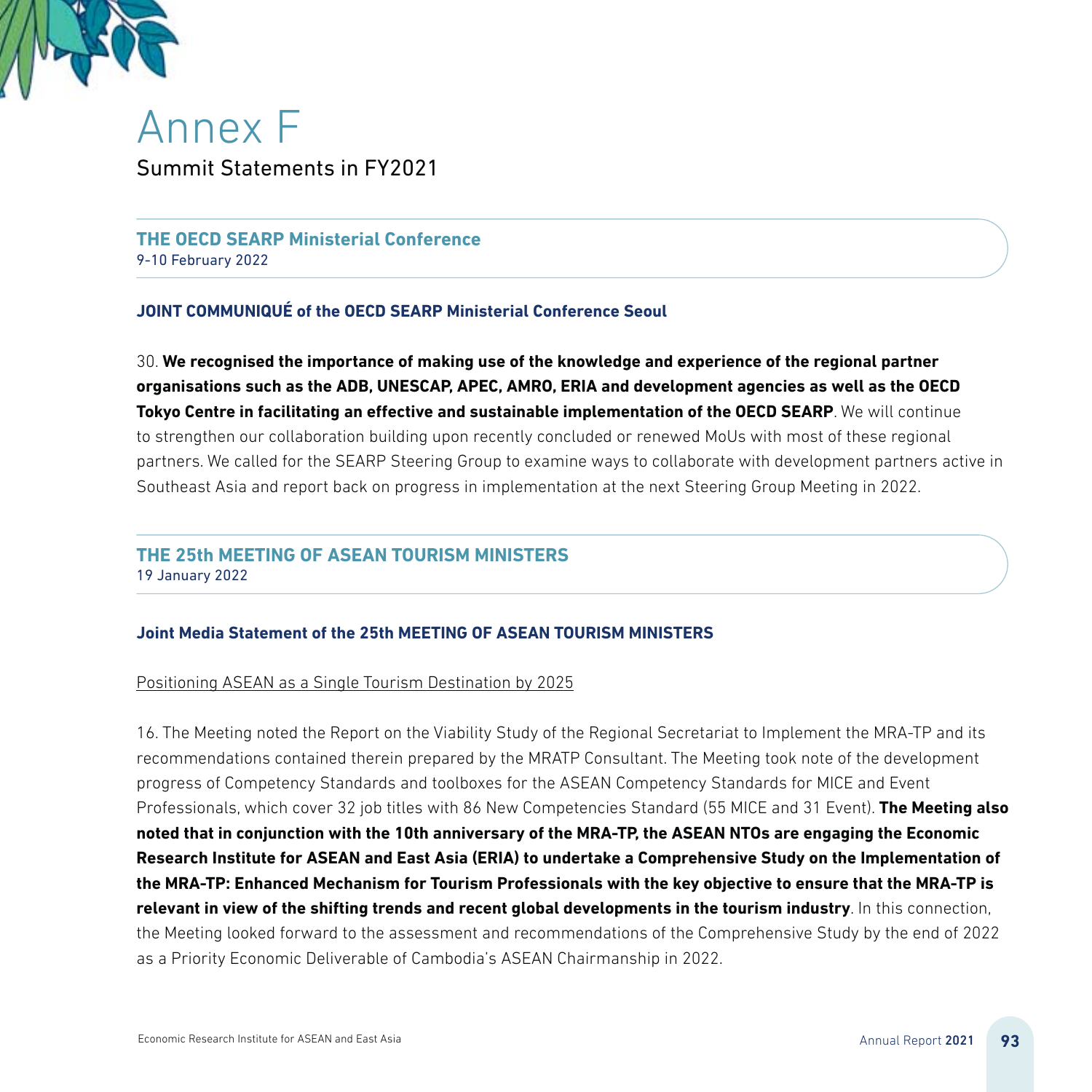# Annex F

## Summit Statements in FY2021

### THE OECD SEARP Ministerial Conference
9-10 February 2022

**JOINT COMMUNIQUÉ of the OECD SEARP Ministerial Conference Seoul**

30. **We recognised the importance of making use of the knowledge and experience of the regional partner organisations such as the ADB, UNESCAP, APEC, AMRO, ERIA and development agencies as well as the OECD Tokyo Centre in facilitating an effective and sustainable implementation of the OECD SEARP**. We will continue to strengthen our collaboration building upon recently concluded or renewed MoUs with most of these regional partners. We called for the SEARP Steering Group to examine ways to collaborate with development partners active in Southeast Asia and report back on progress in implementation at the next Steering Group Meeting in 2022.

### THE 25th MEETING OF ASEAN TOURISM MINISTERS
19 January 2022

**Joint Media Statement of the 25th MEETING OF ASEAN TOURISM MINISTERS**

Positioning ASEAN as a Single Tourism Destination by 2025

16. The Meeting noted the Report on the Viability Study of the Regional Secretariat to Implement the MRA-TP and its recommendations contained therein prepared by the MRATP Consultant. The Meeting took note of the development progress of Competency Standards and toolboxes for the ASEAN Competency Standards for MICE and Event Professionals, which cover 32 job titles with 86 New Competencies Standard (55 MICE and 31 Event). **The Meeting also noted that in conjunction with the 10th anniversary of the MRA-TP, the ASEAN NTOs are engaging the Economic Research Institute for ASEAN and East Asia (ERIA) to undertake a Comprehensive Study on the Implementation of the MRA-TP: Enhanced Mechanism for Tourism Professionals with the key objective to ensure that the MRA-TP is relevant in view of the shifting trends and recent global developments in the tourism industry**. In this connection, the Meeting looked forward to the assessment and recommendations of the Comprehensive Study by the end of 2022 as a Priority Economic Deliverable of Cambodia's ASEAN Chairmanship in 2022.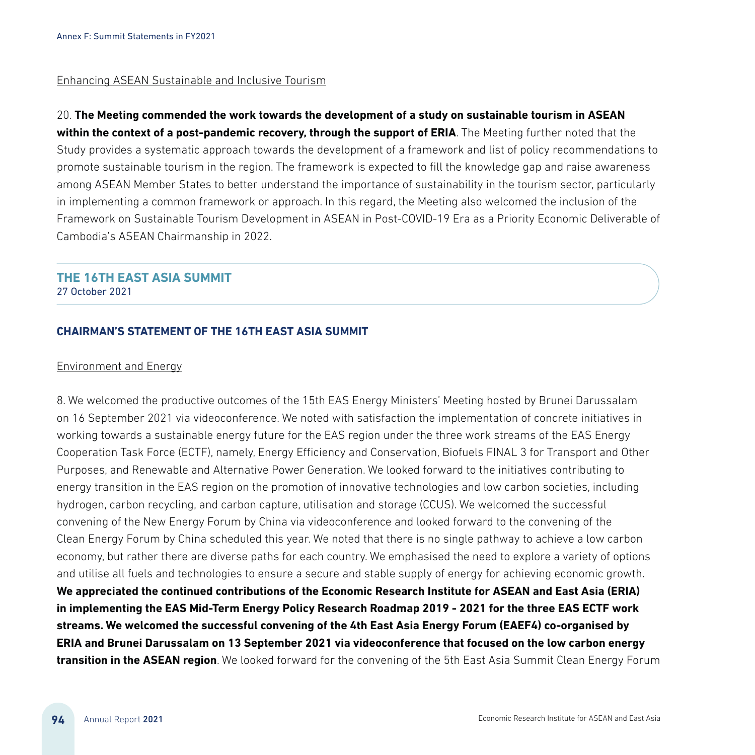Enhancing ASEAN Sustainable and Inclusive Tourism

20. **The Meeting commended the work towards the development of a study on sustainable tourism in ASEAN within the context of a post-pandemic recovery, through the support of ERIA**. The Meeting further noted that the Study provides a systematic approach towards the development of a framework and list of policy recommendations to promote sustainable tourism in the region. The framework is expected to fill the knowledge gap and raise awareness among ASEAN Member States to better understand the importance of sustainability in the tourism sector, particularly in implementing a common framework or approach. In this regard, the Meeting also welcomed the inclusion of the Framework on Sustainable Tourism Development in ASEAN in Post-COVID-19 Era as a Priority Economic Deliverable of Cambodia's ASEAN Chairmanship in 2022.

## THE 16TH EAST ASIA SUMMIT

27 October 2021

### CHAIRMAN'S STATEMENT OF THE 16TH EAST ASIA SUMMIT

Environment and Energy

8. We welcomed the productive outcomes of the 15th EAS Energy Ministers' Meeting hosted by Brunei Darussalam on 16 September 2021 via videoconference. We noted with satisfaction the implementation of concrete initiatives in working towards a sustainable energy future for the EAS region under the three work streams of the EAS Energy Cooperation Task Force (ECTF), namely, Energy Efficiency and Conservation, Biofuels FINAL 3 for Transport and Other Purposes, and Renewable and Alternative Power Generation. We looked forward to the initiatives contributing to energy transition in the EAS region on the promotion of innovative technologies and low carbon societies, including hydrogen, carbon recycling, and carbon capture, utilisation and storage (CCUS). We welcomed the successful convening of the New Energy Forum by China via videoconference and looked forward to the convening of the Clean Energy Forum by China scheduled this year. We noted that there is no single pathway to achieve a low carbon economy, but rather there are diverse paths for each country. We emphasised the need to explore a variety of options and utilise all fuels and technologies to ensure a secure and stable supply of energy for achieving economic growth. **We appreciated the continued contributions of the Economic Research Institute for ASEAN and East Asia (ERIA) in implementing the EAS Mid-Term Energy Policy Research Roadmap 2019 - 2021 for the three EAS ECTF work streams. We welcomed the successful convening of the 4th East Asia Energy Forum (EAEF4) co-organised by ERIA and Brunei Darussalam on 13 September 2021 via videoconference that focused on the low carbon energy transition in the ASEAN region**. We looked forward for the convening of the 5th East Asia Summit Clean Energy Forum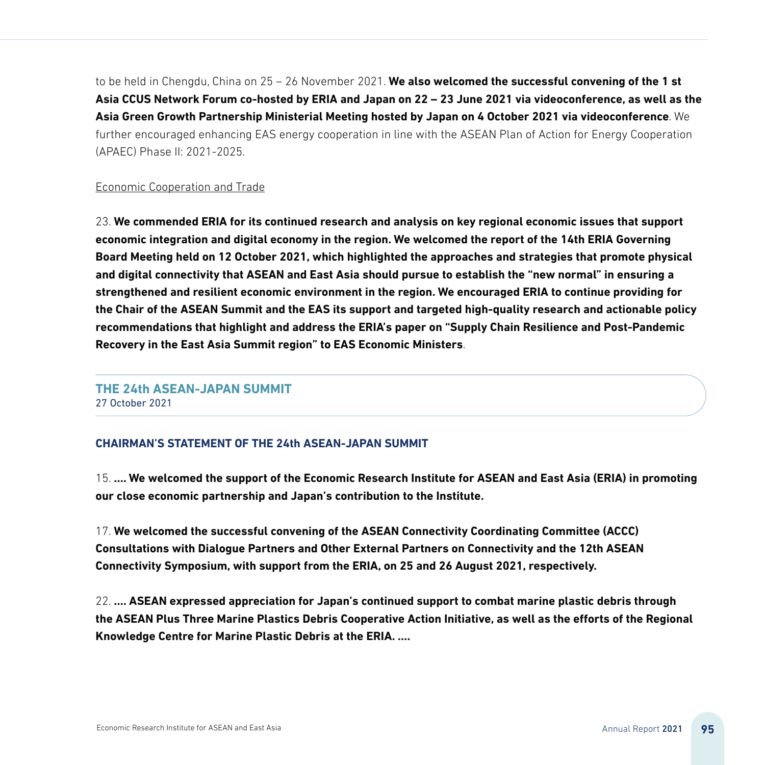to be held in Chengdu, China on 25 – 26 November 2021. **We also welcomed the successful convening of the 1 st Asia CCUS Network Forum co-hosted by ERIA and Japan on 22 – 23 June 2021 via videoconference, as well as the Asia Green Growth Partnership Ministerial Meeting hosted by Japan on 4 October 2021 via videoconference**. We further encouraged enhancing EAS energy cooperation in line with the ASEAN Plan of Action for Energy Cooperation (APAEC) Phase II: 2021-2025.

Economic Cooperation and Trade

23. **We commended ERIA for its continued research and analysis on key regional economic issues that support economic integration and digital economy in the region. We welcomed the report of the 14th ERIA Governing Board Meeting held on 12 October 2021, which highlighted the approaches and strategies that promote physical and digital connectivity that ASEAN and East Asia should pursue to establish the "new normal" in ensuring a strengthened and resilient economic environment in the region. We encouraged ERIA to continue providing for the Chair of the ASEAN Summit and the EAS its support and targeted high-quality research and actionable policy recommendations that highlight and address the ERIA's paper on "Supply Chain Resilience and Post-Pandemic Recovery in the East Asia Summit region" to EAS Economic Ministers**.

## THE 24th ASEAN-JAPAN SUMMIT

27 October 2021

### CHAIRMAN'S STATEMENT OF THE 24th ASEAN-JAPAN SUMMIT

15. **.... We welcomed the support of the Economic Research Institute for ASEAN and East Asia (ERIA) in promoting our close economic partnership and Japan's contribution to the Institute.**

17. **We welcomed the successful convening of the ASEAN Connectivity Coordinating Committee (ACCC) Consultations with Dialogue Partners and Other External Partners on Connectivity and the 12th ASEAN Connectivity Symposium, with support from the ERIA, on 25 and 26 August 2021, respectively.**

22. **.... ASEAN expressed appreciation for Japan's continued support to combat marine plastic debris through the ASEAN Plus Three Marine Plastics Debris Cooperative Action Initiative, as well as the efforts of the Regional Knowledge Centre for Marine Plastic Debris at the ERIA. ....**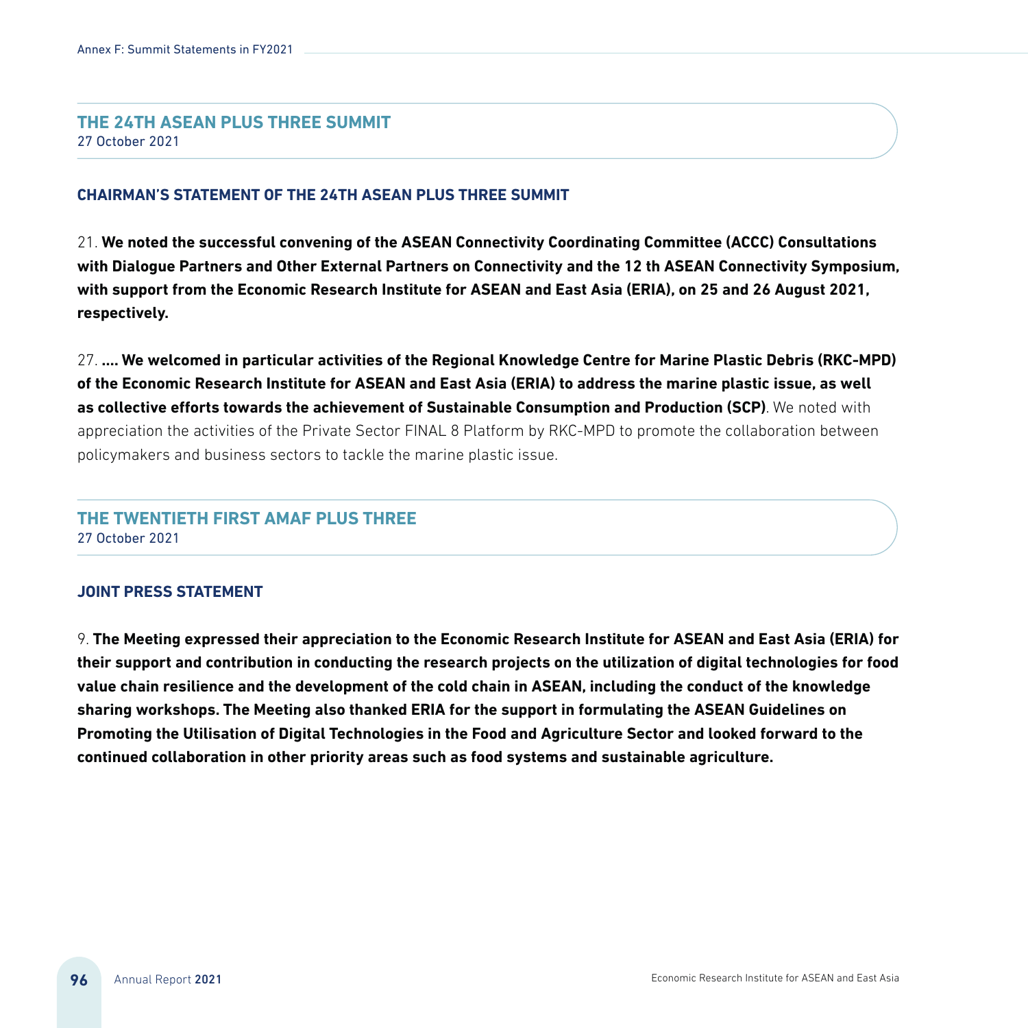## THE 24TH ASEAN PLUS THREE SUMMIT
27 October 2021

### CHAIRMAN'S STATEMENT OF THE 24TH ASEAN PLUS THREE SUMMIT

21. **We noted the successful convening of the ASEAN Connectivity Coordinating Committee (ACCC) Consultations with Dialogue Partners and Other External Partners on Connectivity and the 12 th ASEAN Connectivity Symposium, with support from the Economic Research Institute for ASEAN and East Asia (ERIA), on 25 and 26 August 2021, respectively.**

27. **…. We welcomed in particular activities of the Regional Knowledge Centre for Marine Plastic Debris (RKC-MPD) of the Economic Research Institute for ASEAN and East Asia (ERIA) to address the marine plastic issue, as well as collective efforts towards the achievement of Sustainable Consumption and Production (SCP)**. We noted with appreciation the activities of the Private Sector FINAL 8 Platform by RKC-MPD to promote the collaboration between policymakers and business sectors to tackle the marine plastic issue.

## THE TWENTIETH FIRST AMAF PLUS THREE
27 October 2021

### JOINT PRESS STATEMENT

9. **The Meeting expressed their appreciation to the Economic Research Institute for ASEAN and East Asia (ERIA) for their support and contribution in conducting the research projects on the utilization of digital technologies for food value chain resilience and the development of the cold chain in ASEAN, including the conduct of the knowledge sharing workshops. The Meeting also thanked ERIA for the support in formulating the ASEAN Guidelines on Promoting the Utilisation of Digital Technologies in the Food and Agriculture Sector and looked forward to the continued collaboration in other priority areas such as food systems and sustainable agriculture.**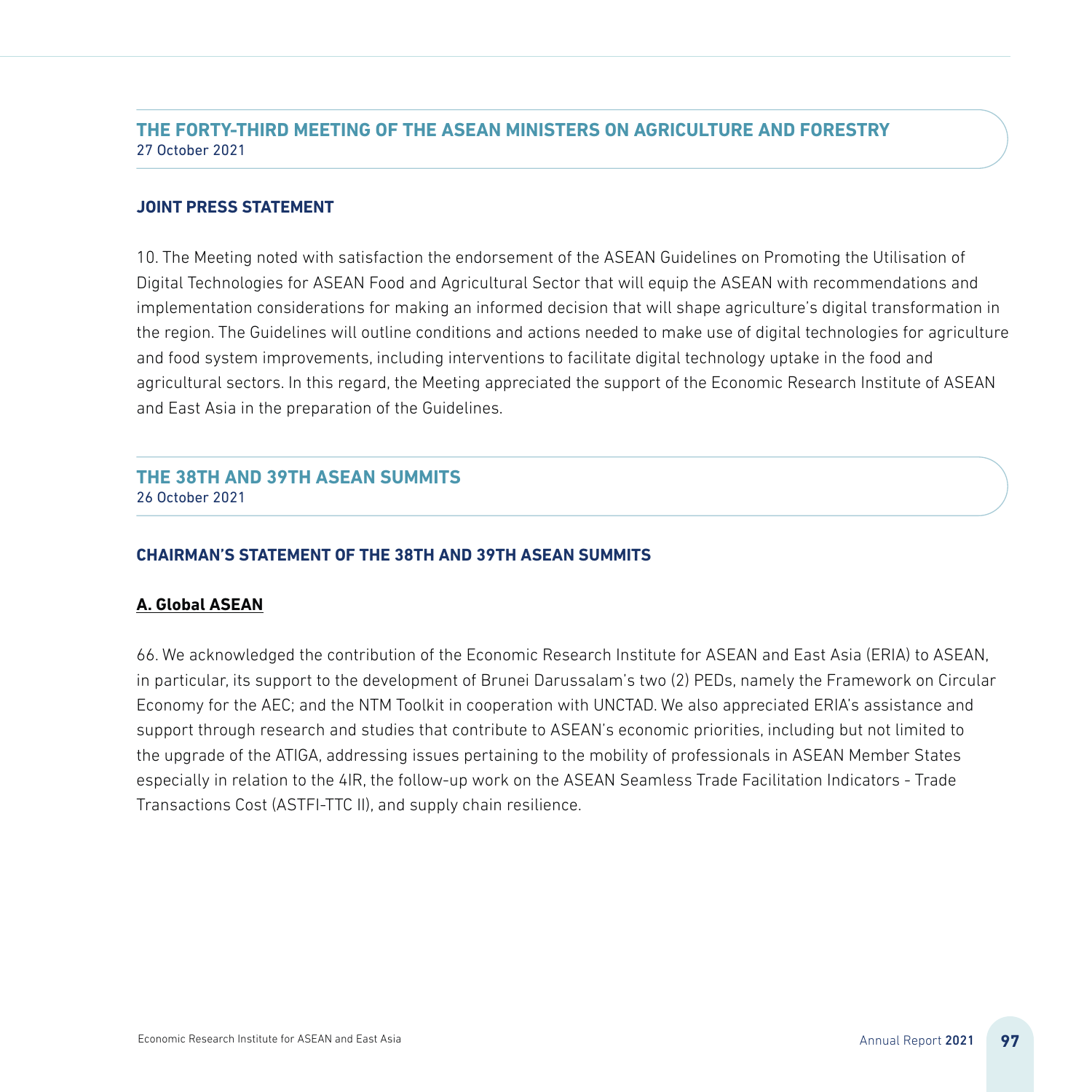## THE FORTY-THIRD MEETING OF THE ASEAN MINISTERS ON AGRICULTURE AND FORESTRY

27 October 2021

### JOINT PRESS STATEMENT

10. The Meeting noted with satisfaction the endorsement of the ASEAN Guidelines on Promoting the Utilisation of Digital Technologies for ASEAN Food and Agricultural Sector that will equip the ASEAN with recommendations and implementation considerations for making an informed decision that will shape agriculture's digital transformation in the region. The Guidelines will outline conditions and actions needed to make use of digital technologies for agriculture and food system improvements, including interventions to facilitate digital technology uptake in the food and agricultural sectors. In this regard, the Meeting appreciated the support of the Economic Research Institute of ASEAN and East Asia in the preparation of the Guidelines.

## THE 38TH AND 39TH ASEAN SUMMITS

26 October 2021

### CHAIRMAN'S STATEMENT OF THE 38TH AND 39TH ASEAN SUMMITS

**A. Global ASEAN**

66. We acknowledged the contribution of the Economic Research Institute for ASEAN and East Asia (ERIA) to ASEAN, in particular, its support to the development of Brunei Darussalam's two (2) PEDs, namely the Framework on Circular Economy for the AEC; and the NTM Toolkit in cooperation with UNCTAD. We also appreciated ERIA's assistance and support through research and studies that contribute to ASEAN's economic priorities, including but not limited to the upgrade of the ATIGA, addressing issues pertaining to the mobility of professionals in ASEAN Member States especially in relation to the 4IR, the follow-up work on the ASEAN Seamless Trade Facilitation Indicators - Trade Transactions Cost (ASTFI-TTC II), and supply chain resilience.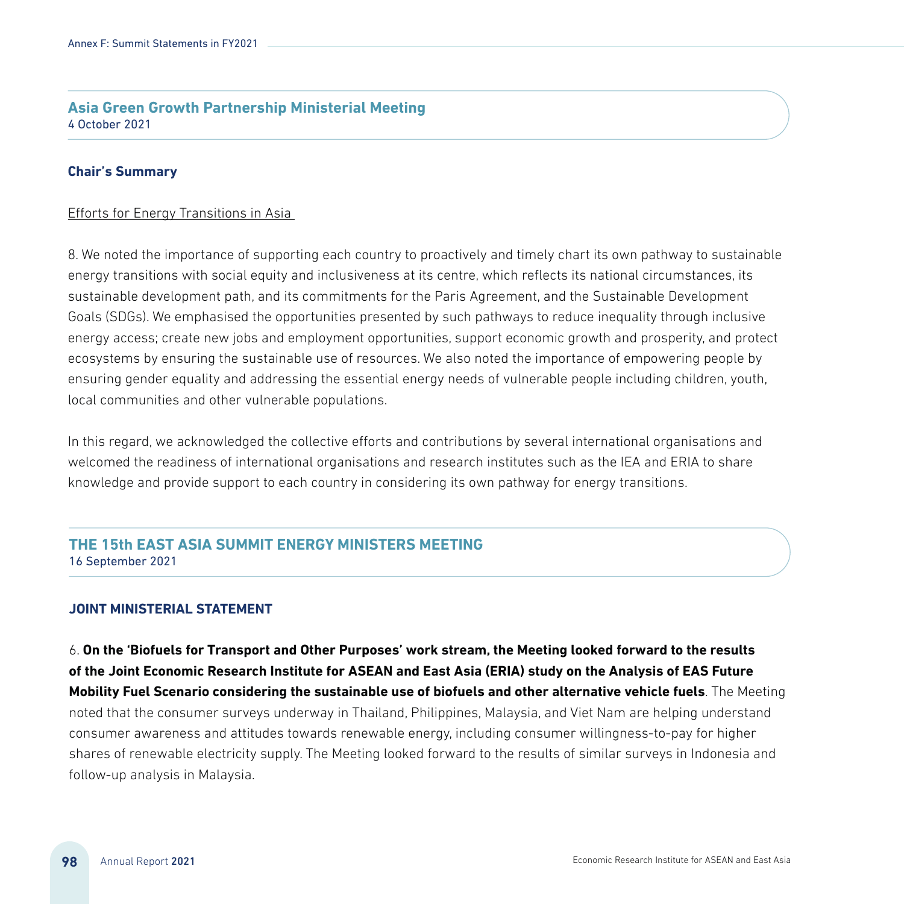## Asia Green Growth Partnership Ministerial Meeting

4 October 2021

### Chair's Summary

Efforts for Energy Transitions in Asia

8. We noted the importance of supporting each country to proactively and timely chart its own pathway to sustainable energy transitions with social equity and inclusiveness at its centre, which reflects its national circumstances, its sustainable development path, and its commitments for the Paris Agreement, and the Sustainable Development Goals (SDGs). We emphasised the opportunities presented by such pathways to reduce inequality through inclusive energy access; create new jobs and employment opportunities, support economic growth and prosperity, and protect ecosystems by ensuring the sustainable use of resources. We also noted the importance of empowering people by ensuring gender equality and addressing the essential energy needs of vulnerable people including children, youth, local communities and other vulnerable populations.

In this regard, we acknowledged the collective efforts and contributions by several international organisations and welcomed the readiness of international organisations and research institutes such as the IEA and ERIA to share knowledge and provide support to each country in considering its own pathway for energy transitions.

## THE 15th EAST ASIA SUMMIT ENERGY MINISTERS MEETING

16 September 2021

### JOINT MINISTERIAL STATEMENT

6. **On the 'Biofuels for Transport and Other Purposes' work stream, the Meeting looked forward to the results of the Joint Economic Research Institute for ASEAN and East Asia (ERIA) study on the Analysis of EAS Future Mobility Fuel Scenario considering the sustainable use of biofuels and other alternative vehicle fuels**. The Meeting noted that the consumer surveys underway in Thailand, Philippines, Malaysia, and Viet Nam are helping understand consumer awareness and attitudes towards renewable energy, including consumer willingness-to-pay for higher shares of renewable electricity supply. The Meeting looked forward to the results of similar surveys in Indonesia and follow-up analysis in Malaysia.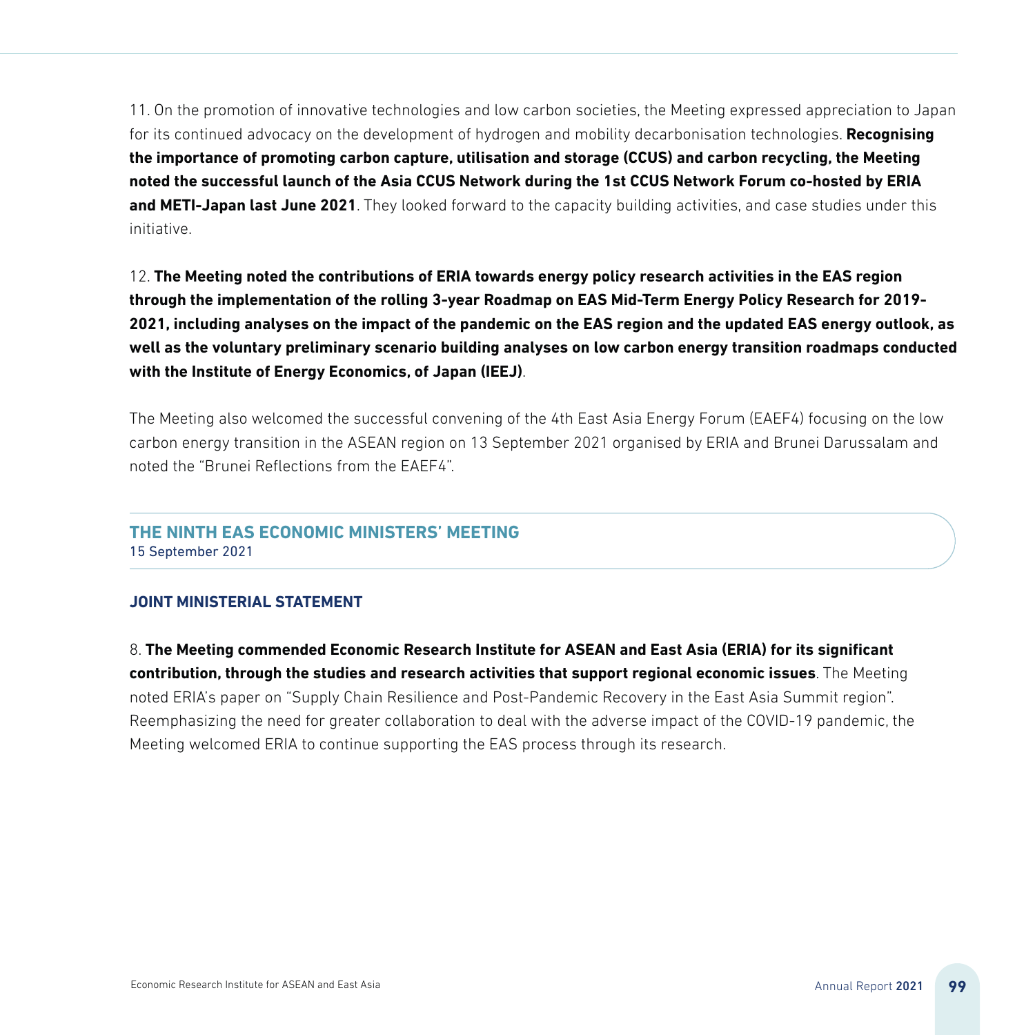11. On the promotion of innovative technologies and low carbon societies, the Meeting expressed appreciation to Japan for its continued advocacy on the development of hydrogen and mobility decarbonisation technologies. **Recognising the importance of promoting carbon capture, utilisation and storage (CCUS) and carbon recycling, the Meeting noted the successful launch of the Asia CCUS Network during the 1st CCUS Network Forum co-hosted by ERIA and METI-Japan last June 2021**. They looked forward to the capacity building activities, and case studies under this initiative.

12. **The Meeting noted the contributions of ERIA towards energy policy research activities in the EAS region through the implementation of the rolling 3-year Roadmap on EAS Mid-Term Energy Policy Research for 2019-2021, including analyses on the impact of the pandemic on the EAS region and the updated EAS energy outlook, as well as the voluntary preliminary scenario building analyses on low carbon energy transition roadmaps conducted with the Institute of Energy Economics, of Japan (IEEJ)**.

The Meeting also welcomed the successful convening of the 4th East Asia Energy Forum (EAEF4) focusing on the low carbon energy transition in the ASEAN region on 13 September 2021 organised by ERIA and Brunei Darussalam and noted the "Brunei Reflections from the EAEF4".

## THE NINTH EAS ECONOMIC MINISTERS' MEETING

15 September 2021

### JOINT MINISTERIAL STATEMENT

8. **The Meeting commended Economic Research Institute for ASEAN and East Asia (ERIA) for its significant contribution, through the studies and research activities that support regional economic issues**. The Meeting noted ERIA's paper on "Supply Chain Resilience and Post-Pandemic Recovery in the East Asia Summit region". Reemphasizing the need for greater collaboration to deal with the adverse impact of the COVID-19 pandemic, the Meeting welcomed ERIA to continue supporting the EAS process through its research.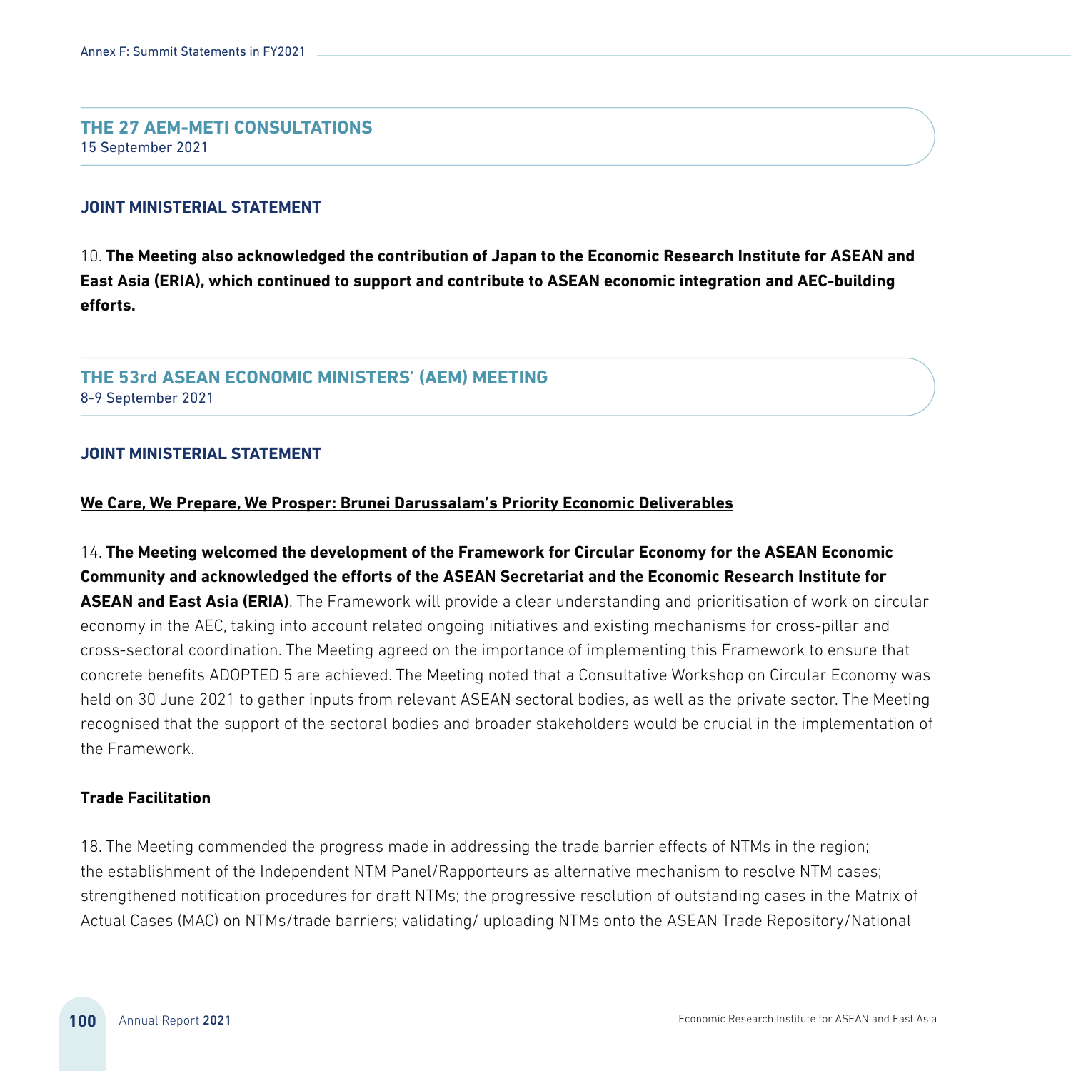## THE 27 AEM-METI CONSULTATIONS

15 September 2021

### JOINT MINISTERIAL STATEMENT

10. **The Meeting also acknowledged the contribution of Japan to the Economic Research Institute for ASEAN and East Asia (ERIA), which continued to support and contribute to ASEAN economic integration and AEC-building efforts.**

## THE 53rd ASEAN ECONOMIC MINISTERS' (AEM) MEETING

8-9 September 2021

### JOINT MINISTERIAL STATEMENT

**We Care, We Prepare, We Prosper: Brunei Darussalam's Priority Economic Deliverables**

14. **The Meeting welcomed the development of the Framework for Circular Economy for the ASEAN Economic Community and acknowledged the efforts of the ASEAN Secretariat and the Economic Research Institute for ASEAN and East Asia (ERIA)**. The Framework will provide a clear understanding and prioritisation of work on circular economy in the AEC, taking into account related ongoing initiatives and existing mechanisms for cross-pillar and cross-sectoral coordination. The Meeting agreed on the importance of implementing this Framework to ensure that concrete benefits ADOPTED 5 are achieved. The Meeting noted that a Consultative Workshop on Circular Economy was held on 30 June 2021 to gather inputs from relevant ASEAN sectoral bodies, as well as the private sector. The Meeting recognised that the support of the sectoral bodies and broader stakeholders would be crucial in the implementation of the Framework.

**Trade Facilitation**

18. The Meeting commended the progress made in addressing the trade barrier effects of NTMs in the region; the establishment of the Independent NTM Panel/Rapporteurs as alternative mechanism to resolve NTM cases; strengthened notification procedures for draft NTMs; the progressive resolution of outstanding cases in the Matrix of Actual Cases (MAC) on NTMs/trade barriers; validating/ uploading NTMs onto the ASEAN Trade Repository/National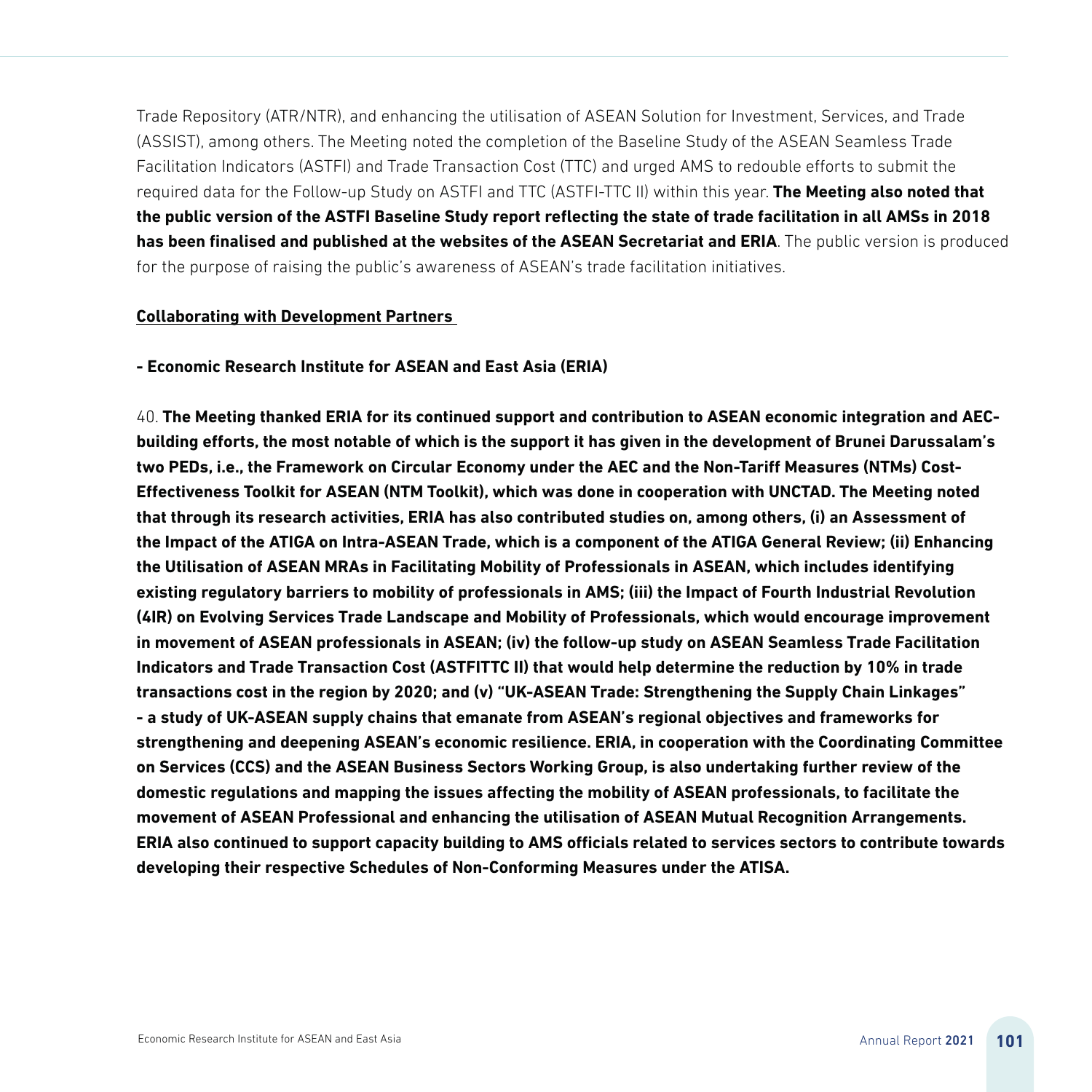Trade Repository (ATR/NTR), and enhancing the utilisation of ASEAN Solution for Investment, Services, and Trade (ASSIST), among others. The Meeting noted the completion of the Baseline Study of the ASEAN Seamless Trade Facilitation Indicators (ASTFI) and Trade Transaction Cost (TTC) and urged AMS to redouble efforts to submit the required data for the Follow-up Study on ASTFI and TTC (ASTFI-TTC II) within this year. **The Meeting also noted that the public version of the ASTFI Baseline Study report reflecting the state of trade facilitation in all AMSs in 2018 has been finalised and published at the websites of the ASEAN Secretariat and ERIA**. The public version is produced for the purpose of raising the public's awareness of ASEAN's trade facilitation initiatives.

**Collaborating with Development Partners**

**- Economic Research Institute for ASEAN and East Asia (ERIA)**

40. **The Meeting thanked ERIA for its continued support and contribution to ASEAN economic integration and AEC-building efforts, the most notable of which is the support it has given in the development of Brunei Darussalam's two PEDs, i.e., the Framework on Circular Economy under the AEC and the Non-Tariff Measures (NTMs) Cost-Effectiveness Toolkit for ASEAN (NTM Toolkit), which was done in cooperation with UNCTAD. The Meeting noted that through its research activities, ERIA has also contributed studies on, among others, (i) an Assessment of the Impact of the ATIGA on Intra-ASEAN Trade, which is a component of the ATIGA General Review; (ii) Enhancing the Utilisation of ASEAN MRAs in Facilitating Mobility of Professionals in ASEAN, which includes identifying existing regulatory barriers to mobility of professionals in AMS; (iii) the Impact of Fourth Industrial Revolution (4IR) on Evolving Services Trade Landscape and Mobility of Professionals, which would encourage improvement in movement of ASEAN professionals in ASEAN; (iv) the follow-up study on ASEAN Seamless Trade Facilitation Indicators and Trade Transaction Cost (ASTFITTC II) that would help determine the reduction by 10% in trade transactions cost in the region by 2020; and (v) "UK-ASEAN Trade: Strengthening the Supply Chain Linkages" - a study of UK-ASEAN supply chains that emanate from ASEAN's regional objectives and frameworks for strengthening and deepening ASEAN's economic resilience. ERIA, in cooperation with the Coordinating Committee on Services (CCS) and the ASEAN Business Sectors Working Group, is also undertaking further review of the domestic regulations and mapping the issues affecting the mobility of ASEAN professionals, to facilitate the movement of ASEAN Professional and enhancing the utilisation of ASEAN Mutual Recognition Arrangements. ERIA also continued to support capacity building to AMS officials related to services sectors to contribute towards developing their respective Schedules of Non-Conforming Measures under the ATISA.**